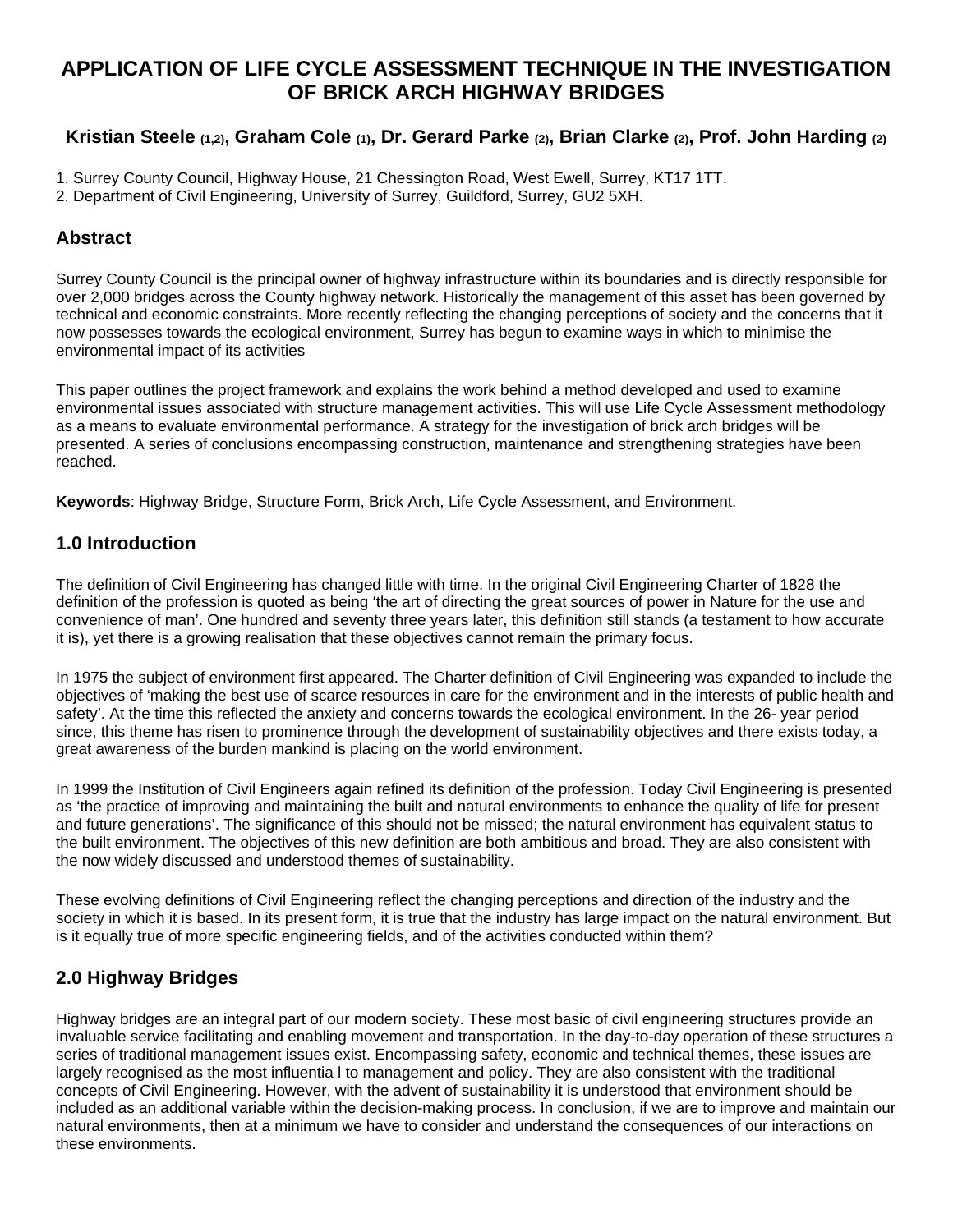# APPLICATION OF LIFE CYCLE ASSESSMENT TECHNIQUE IN THE INVESTIGATION OF BRICK ARCH HIGHWAY BRIDGES

**Kristian Steele [1,2], Graham Cole [1], Dr. Gerard Parke [2], Brian Clarke [2], Prof. John Harding [2]**

1. Surrey County Council, Highway House, 21 Chessington Road, West Ewell, Surrey, KT17 1TT.
2. Department of Civil Engineering, University of Surrey, Guildford, Surrey, GU2 5XH.

## Abstract

Surrey County Council is the principal owner of highway infrastructure within its boundaries and is directly responsible for over 2,000 bridges across the County highway network. Historically the management of this asset has been governed by technical and economic constraints. More recently reflecting the changing perceptions of society and the concerns that it now possesses towards the ecological environment, Surrey has begun to examine ways in which to minimise the environmental impact of its activities

This paper outlines the project framework and explains the work behind a method developed and used to examine environmental issues associated with structure management activities. This will use Life Cycle Assessment methodology as a means to evaluate environmental performance. A strategy for the investigation of brick arch bridges will be presented. A series of conclusions encompassing construction, maintenance and strengthening strategies have been reached.

**Keywords**: Highway Bridge, Structure Form, Brick Arch, Life Cycle Assessment, and Environment.

## 1.0 Introduction

The definition of Civil Engineering has changed little with time. In the original Civil Engineering Charter of 1828 the definition of the profession is quoted as being 'the art of directing the great sources of power in Nature for the use and convenience of man'. One hundred and seventy three years later, this definition still stands (a testament to how accurate it is), yet there is a growing realisation that these objectives cannot remain the primary focus.

In 1975 the subject of environment first appeared. The Charter definition of Civil Engineering was expanded to include the objectives of 'making the best use of scarce resources in care for the environment and in the interests of public health and safety'. At the time this reflected the anxiety and concerns towards the ecological environment. In the 26- year period since, this theme has risen to prominence through the development of sustainability objectives and there exists today, a great awareness of the burden mankind is placing on the world environment.

In 1999 the Institution of Civil Engineers again refined its definition of the profession. Today Civil Engineering is presented as 'the practice of improving and maintaining the built and natural environments to enhance the quality of life for present and future generations'. The significance of this should not be missed; the natural environment has equivalent status to the built environment. The objectives of this new definition are both ambitious and broad. They are also consistent with the now widely discussed and understood themes of sustainability.

These evolving definitions of Civil Engineering reflect the changing perceptions and direction of the industry and the society in which it is based. In its present form, it is true that the industry has large impact on the natural environment. But is it equally true of more specific engineering fields, and of the activities conducted within them?

## 2.0 Highway Bridges

Highway bridges are an integral part of our modern society. These most basic of civil engineering structures provide an invaluable service facilitating and enabling movement and transportation. In the day-to-day operation of these structures a series of traditional management issues exist. Encompassing safety, economic and technical themes, these issues are largely recognised as the most influentia l to management and policy. They are also consistent with the traditional concepts of Civil Engineering. However, with the advent of sustainability it is understood that environment should be included as an additional variable within the decision-making process. In conclusion, if we are to improve and maintain our natural environments, then at a minimum we have to consider and understand the consequences of our interactions on these environments.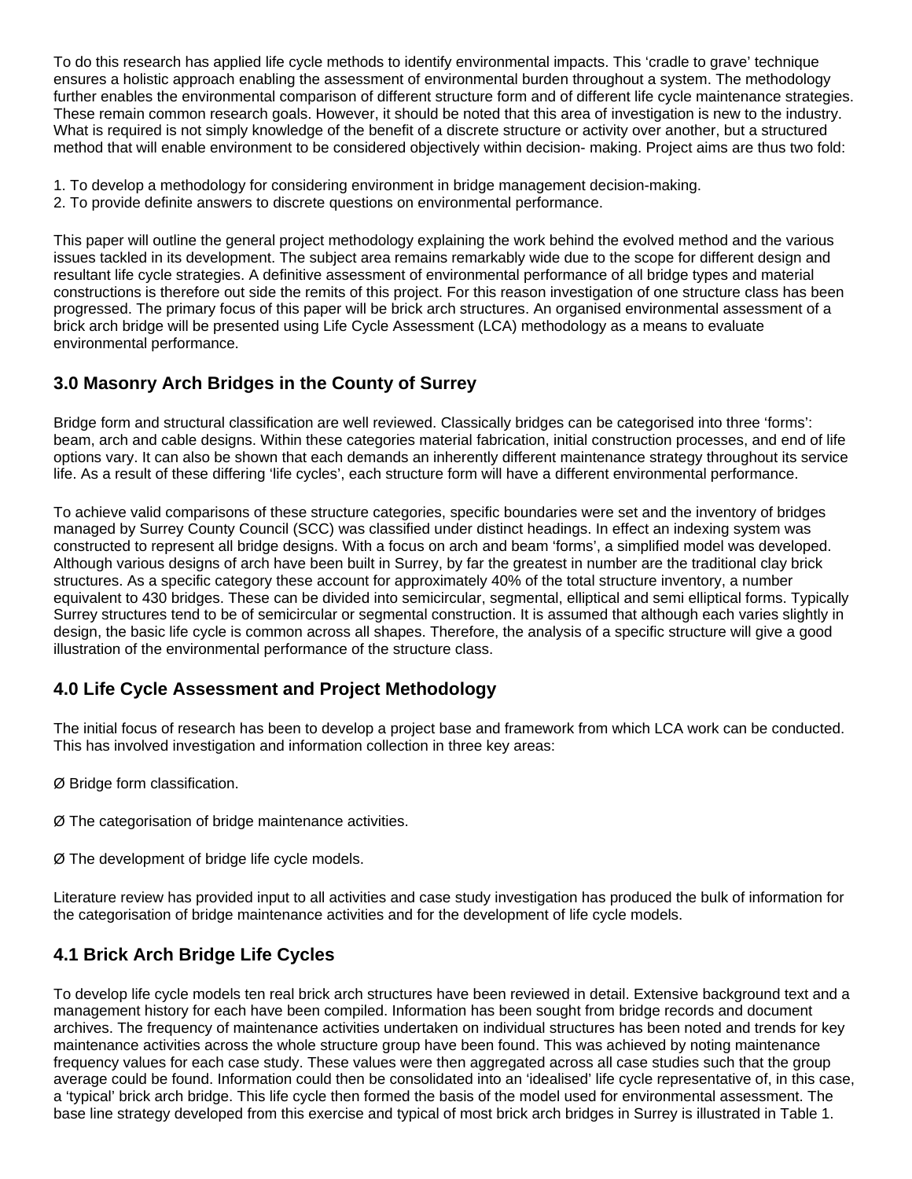To do this research has applied life cycle methods to identify environmental impacts. This 'cradle to grave' technique ensures a holistic approach enabling the assessment of environmental burden throughout a system. The methodology further enables the environmental comparison of different structure form and of different life cycle maintenance strategies. These remain common research goals. However, it should be noted that this area of investigation is new to the industry. What is required is not simply knowledge of the benefit of a discrete structure or activity over another, but a structured method that will enable environment to be considered objectively within decision- making. Project aims are thus two fold:

1. To develop a methodology for considering environment in bridge management decision-making.
2. To provide definite answers to discrete questions on environmental performance.

This paper will outline the general project methodology explaining the work behind the evolved method and the various issues tackled in its development. The subject area remains remarkably wide due to the scope for different design and resultant life cycle strategies. A definitive assessment of environmental performance of all bridge types and material constructions is therefore out side the remits of this project. For this reason investigation of one structure class has been progressed. The primary focus of this paper will be brick arch structures. An organised environmental assessment of a brick arch bridge will be presented using Life Cycle Assessment (LCA) methodology as a means to evaluate environmental performance.

## 3.0 Masonry Arch Bridges in the County of Surrey

Bridge form and structural classification are well reviewed. Classically bridges can be categorised into three 'forms': beam, arch and cable designs. Within these categories material fabrication, initial construction processes, and end of life options vary. It can also be shown that each demands an inherently different maintenance strategy throughout its service life. As a result of these differing 'life cycles', each structure form will have a different environmental performance.

To achieve valid comparisons of these structure categories, specific boundaries were set and the inventory of bridges managed by Surrey County Council (SCC) was classified under distinct headings. In effect an indexing system was constructed to represent all bridge designs. With a focus on arch and beam 'forms', a simplified model was developed. Although various designs of arch have been built in Surrey, by far the greatest in number are the traditional clay brick structures. As a specific category these account for approximately 40% of the total structure inventory, a number equivalent to 430 bridges. These can be divided into semicircular, segmental, elliptical and semi elliptical forms. Typically Surrey structures tend to be of semicircular or segmental construction. It is assumed that although each varies slightly in design, the basic life cycle is common across all shapes. Therefore, the analysis of a specific structure will give a good illustration of the environmental performance of the structure class.

## 4.0 Life Cycle Assessment and Project Methodology

The initial focus of research has been to develop a project base and framework from which LCA work can be conducted. This has involved investigation and information collection in three key areas:

Ø Bridge form classification.

Ø The categorisation of bridge maintenance activities.

Ø The development of bridge life cycle models.

Literature review has provided input to all activities and case study investigation has produced the bulk of information for the categorisation of bridge maintenance activities and for the development of life cycle models.

## 4.1 Brick Arch Bridge Life Cycles

To develop life cycle models ten real brick arch structures have been reviewed in detail. Extensive background text and a management history for each have been compiled. Information has been sought from bridge records and document archives. The frequency of maintenance activities undertaken on individual structures has been noted and trends for key maintenance activities across the whole structure group have been found. This was achieved by noting maintenance frequency values for each case study. These values were then aggregated across all case studies such that the group average could be found. Information could then be consolidated into an 'idealised' life cycle representative of, in this case, a 'typical' brick arch bridge. This life cycle then formed the basis of the model used for environmental assessment. The base line strategy developed from this exercise and typical of most brick arch bridges in Surrey is illustrated in Table 1.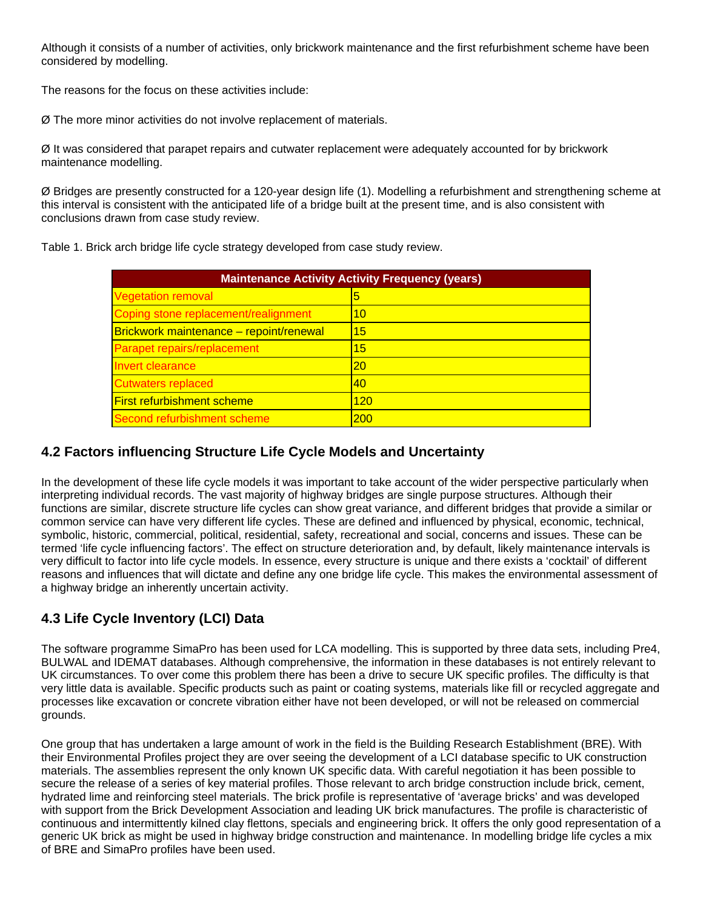Although it consists of a number of activities, only brickwork maintenance and the first refurbishment scheme have been considered by modelling.

The reasons for the focus on these activities include:

Ø The more minor activities do not involve replacement of materials.

Ø It was considered that parapet repairs and cutwater replacement were adequately accounted for by brickwork maintenance modelling.

Ø Bridges are presently constructed for a 120-year design life (1). Modelling a refurbishment and strengthening scheme at this interval is consistent with the anticipated life of a bridge built at the present time, and is also consistent with conclusions drawn from case study review.

Table 1. Brick arch bridge life cycle strategy developed from case study review.

| Maintenance Activity | Activity Frequency (years) |
| --- | --- |
| Vegetation removal | 5 |
| Coping stone replacement/realignment | 10 |
| Brickwork maintenance – repoint/renewal | 15 |
| Parapet repairs/replacement | 15 |
| Invert clearance | 20 |
| Cutwaters replaced | 40 |
| First refurbishment scheme | 120 |
| Second refurbishment scheme | 200 |

## 4.2 Factors influencing Structure Life Cycle Models and Uncertainty

In the development of these life cycle models it was important to take account of the wider perspective particularly when interpreting individual records. The vast majority of highway bridges are single purpose structures. Although their functions are similar, discrete structure life cycles can show great variance, and different bridges that provide a similar or common service can have very different life cycles. These are defined and influenced by physical, economic, technical, symbolic, historic, commercial, political, residential, safety, recreational and social, concerns and issues. These can be termed 'life cycle influencing factors'. The effect on structure deterioration and, by default, likely maintenance intervals is very difficult to factor into life cycle models. In essence, every structure is unique and there exists a 'cocktail' of different reasons and influences that will dictate and define any one bridge life cycle. This makes the environmental assessment of a highway bridge an inherently uncertain activity.

## 4.3 Life Cycle Inventory (LCI) Data

The software programme SimaPro has been used for LCA modelling. This is supported by three data sets, including Pre4, BULWAL and IDEMAT databases. Although comprehensive, the information in these databases is not entirely relevant to UK circumstances. To over come this problem there has been a drive to secure UK specific profiles. The difficulty is that very little data is available. Specific products such as paint or coating systems, materials like fill or recycled aggregate and processes like excavation or concrete vibration either have not been developed, or will not be released on commercial grounds.

One group that has undertaken a large amount of work in the field is the Building Research Establishment (BRE). With their Environmental Profiles project they are over seeing the development of a LCI database specific to UK construction materials. The assemblies represent the only known UK specific data. With careful negotiation it has been possible to secure the release of a series of key material profiles. Those relevant to arch bridge construction include brick, cement, hydrated lime and reinforcing steel materials. The brick profile is representative of 'average bricks' and was developed with support from the Brick Development Association and leading UK brick manufactures. The profile is characteristic of continuous and intermittently kilned clay flettons, specials and engineering brick. It offers the only good representation of a generic UK brick as might be used in highway bridge construction and maintenance. In modelling bridge life cycles a mix of BRE and SimaPro profiles have been used.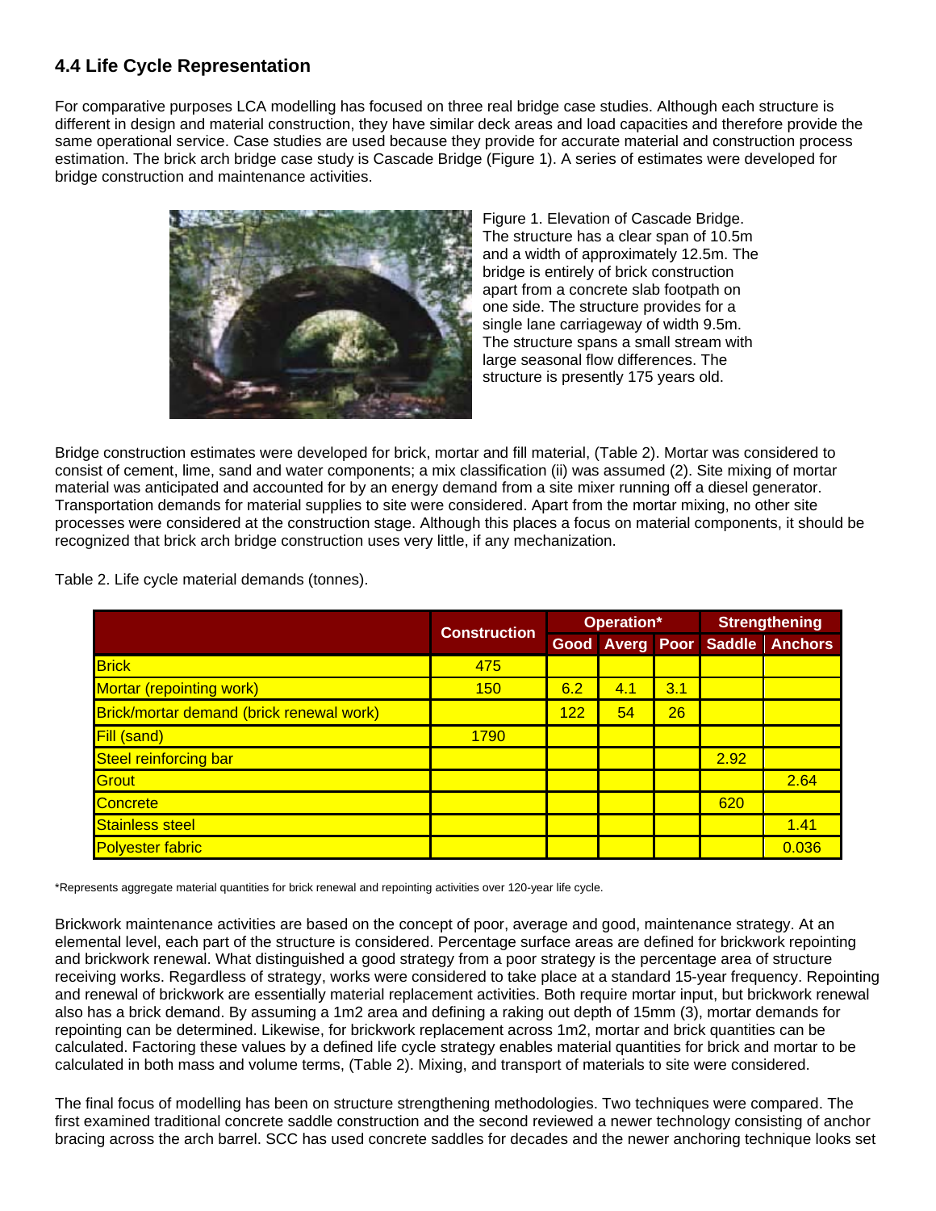## 4.4 Life Cycle Representation

For comparative purposes LCA modelling has focused on three real bridge case studies. Although each structure is different in design and material construction, they have similar deck areas and load capacities and therefore provide the same operational service. Case studies are used because they provide for accurate material and construction process estimation. The brick arch bridge case study is Cascade Bridge (Figure 1). A series of estimates were developed for bridge construction and maintenance activities.

Figure 1. Elevation of Cascade Bridge. The structure has a clear span of 10.5m and a width of approximately 12.5m. The bridge is entirely of brick construction apart from a concrete slab footpath on one side. The structure provides for a single lane carriageway of width 9.5m. The structure spans a small stream with large seasonal flow differences. The structure is presently 175 years old.

Bridge construction estimates were developed for brick, mortar and fill material, (Table 2). Mortar was considered to consist of cement, lime, sand and water components; a mix classification (ii) was assumed (2). Site mixing of mortar material was anticipated and accounted for by an energy demand from a site mixer running off a diesel generator. Transportation demands for material supplies to site were considered. Apart from the mortar mixing, no other site processes were considered at the construction stage. Although this places a focus on material components, it should be recognized that brick arch bridge construction uses very little, if any mechanization.

Table 2. Life cycle material demands (tonnes).

| | Construction | Operation* | | | Strengthening | |
|---|---|---|---|---|---|---|
| | | Good | Averg | Poor | Saddle | Anchors |
| Brick | 475 | | | | | |
| Mortar (repointing work) | 150 | 6.2 | 4.1 | 3.1 | | |
| Brick/mortar demand (brick renewal work) | | 122 | 54 | 26 | | |
| Fill (sand) | 1790 | | | | | |
| Steel reinforcing bar | | | | | 2.92 | |
| Grout | | | | | | 2.64 |
| Concrete | | | | | 620 | |
| Stainless steel | | | | | | 1.41 |
| Polyester fabric | | | | | | 0.036 |

*Represents aggregate material quantities for brick renewal and repointing activities over 120-year life cycle.

Brickwork maintenance activities are based on the concept of poor, average and good, maintenance strategy. At an elemental level, each part of the structure is considered. Percentage surface areas are defined for brickwork repointing and brickwork renewal. What distinguished a good strategy from a poor strategy is the percentage area of structure receiving works. Regardless of strategy, works were considered to take place at a standard 15-year frequency. Repointing and renewal of brickwork are essentially material replacement activities. Both require mortar input, but brickwork renewal also has a brick demand. By assuming a 1m2 area and defining a raking out depth of 15mm (3), mortar demands for repointing can be determined. Likewise, for brickwork replacement across 1m2, mortar and brick quantities can be calculated. Factoring these values by a defined life cycle strategy enables material quantities for brick and mortar to be calculated in both mass and volume terms, (Table 2). Mixing, and transport of materials to site were considered.

The final focus of modelling has been on structure strengthening methodologies. Two techniques were compared. The first examined traditional concrete saddle construction and the second reviewed a newer technology consisting of anchor bracing across the arch barrel. SCC has used concrete saddles for decades and the newer anchoring technique looks set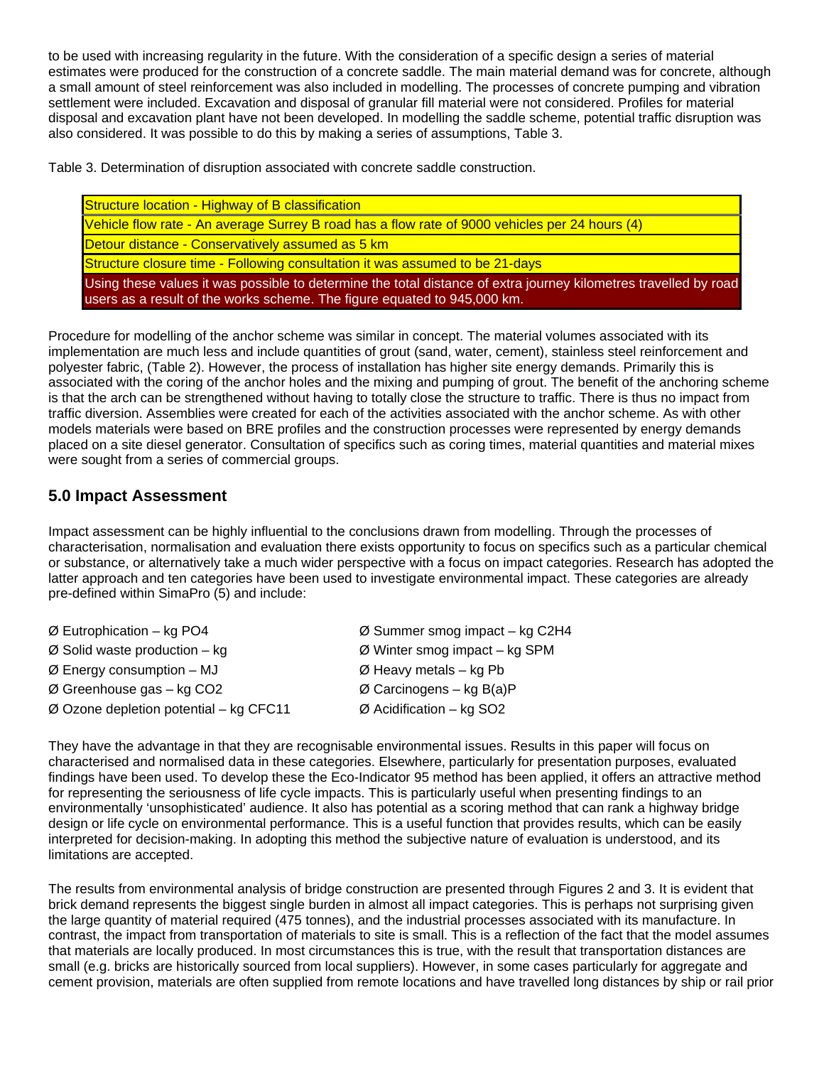to be used with increasing regularity in the future. With the consideration of a specific design a series of material estimates were produced for the construction of a concrete saddle. The main material demand was for concrete, although a small amount of steel reinforcement was also included in modelling. The processes of concrete pumping and vibration settlement were included. Excavation and disposal of granular fill material were not considered. Profiles for material disposal and excavation plant have not been developed. In modelling the saddle scheme, potential traffic disruption was also considered. It was possible to do this by making a series of assumptions, Table 3.

Table 3. Determination of disruption associated with concrete saddle construction.

| |
|---|
| Structure location - Highway of B classification |
| Vehicle flow rate - An average Surrey B road has a flow rate of 9000 vehicles per 24 hours (4) |
| Detour distance - Conservatively assumed as 5 km |
| Structure closure time - Following consultation it was assumed to be 21-days |
| Using these values it was possible to determine the total distance of extra journey kilometres travelled by road users as a result of the works scheme. The figure equated to 945,000 km. |

Procedure for modelling of the anchor scheme was similar in concept. The material volumes associated with its implementation are much less and include quantities of grout (sand, water, cement), stainless steel reinforcement and polyester fabric, (Table 2). However, the process of installation has higher site energy demands. Primarily this is associated with the coring of the anchor holes and the mixing and pumping of grout. The benefit of the anchoring scheme is that the arch can be strengthened without having to totally close the structure to traffic. There is thus no impact from traffic diversion. Assemblies were created for each of the activities associated with the anchor scheme. As with other models materials were based on BRE profiles and the construction processes were represented by energy demands placed on a site diesel generator. Consultation of specifics such as coring times, material quantities and material mixes were sought from a series of commercial groups.

## 5.0 Impact Assessment

Impact assessment can be highly influential to the conclusions drawn from modelling. Through the processes of characterisation, normalisation and evaluation there exists opportunity to focus on specifics such as a particular chemical or substance, or alternatively take a much wider perspective with a focus on impact categories. Research has adopted the latter approach and ten categories have been used to investigate environmental impact. These categories are already pre-defined within SimaPro (5) and include:

- Eutrophication – kg $PO_4$
- Solid waste production – kg
- Energy consumption – MJ
- Greenhouse gas – kg $CO_2$
- Ozone depletion potential – kg CFC11
- Summer smog impact – kg $C_2H_4$
- Winter smog impact – kg SPM
- Heavy metals – kg Pb
- Carcinogens – kg B(a)P
- Acidification – kg $SO_2$

They have the advantage in that they are recognisable environmental issues. Results in this paper will focus on characterised and normalised data in these categories. Elsewhere, particularly for presentation purposes, evaluated findings have been used. To develop these the Eco-Indicator 95 method has been applied, it offers an attractive method for representing the seriousness of life cycle impacts. This is particularly useful when presenting findings to an environmentally 'unsophisticated' audience. It also has potential as a scoring method that can rank a highway bridge design or life cycle on environmental performance. This is a useful function that provides results, which can be easily interpreted for decision-making. In adopting this method the subjective nature of evaluation is understood, and its limitations are accepted.

The results from environmental analysis of bridge construction are presented through Figures 2 and 3. It is evident that brick demand represents the biggest single burden in almost all impact categories. This is perhaps not surprising given the large quantity of material required (475 tonnes), and the industrial processes associated with its manufacture. In contrast, the impact from transportation of materials to site is small. This is a reflection of the fact that the model assumes that materials are locally produced. In most circumstances this is true, with the result that transportation distances are small (e.g. bricks are historically sourced from local suppliers). However, in some cases particularly for aggregate and cement provision, materials are often supplied from remote locations and have travelled long distances by ship or rail prior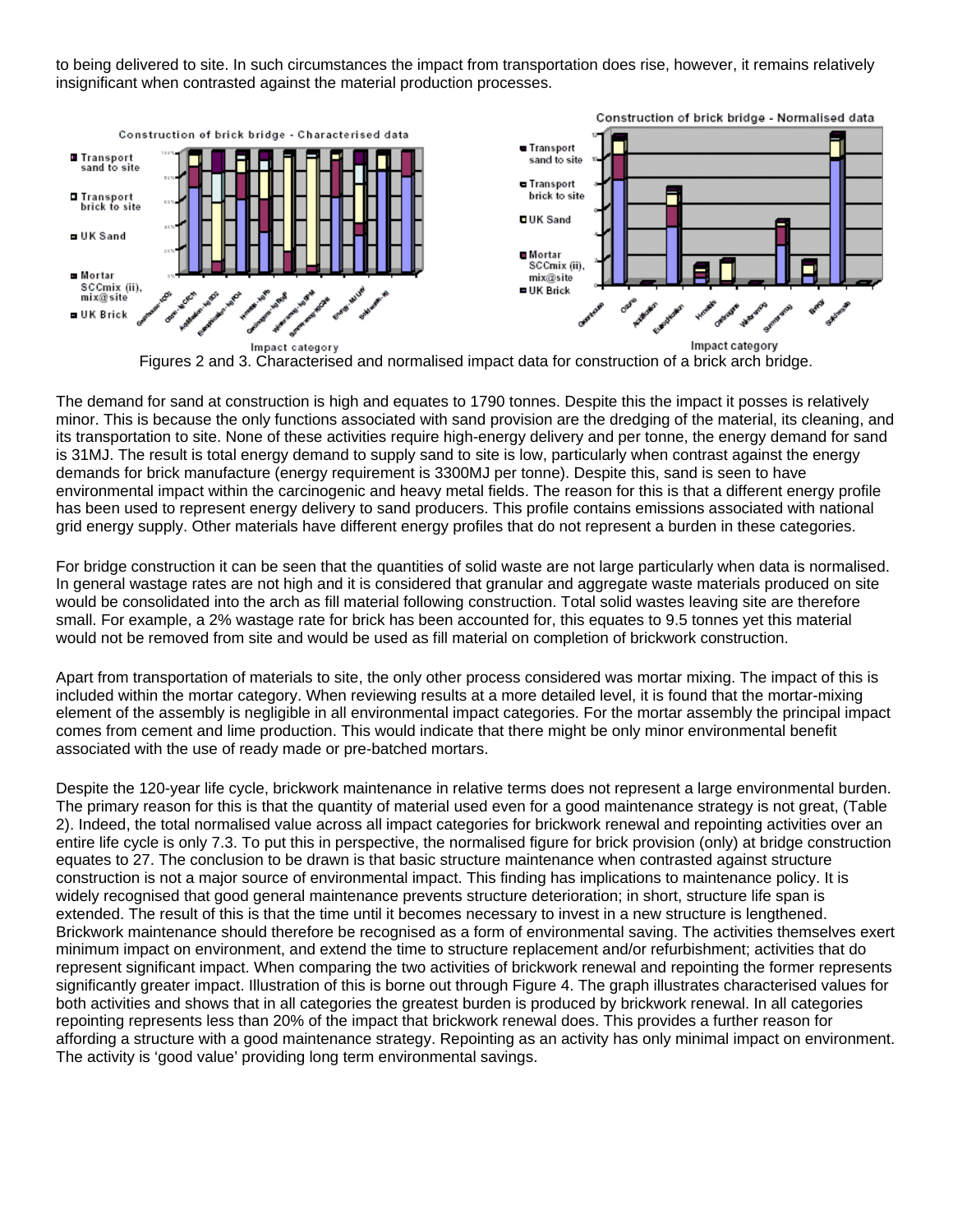to being delivered to site. In such circumstances the impact from transportation does rise, however, it remains relatively insignificant when contrasted against the material production processes.

Construction of brick bridge - Characterised data

Transport sand to site
Transport brick to site
UK Sand
Mortar SCCmix (ii), mix@site
UK Brick

Impact category

Construction of brick bridge - Normalised data

Transport sand to site
Transport brick to site
UK Sand
Mortar SCCmix (ii), mix@site
UK Brick

Greenhouse
Ozone
Acidification
Eutrophication
Hmetals
Carcinogens
Wintersmog
Summersmog
Energy
Solidwaste

Impact category

Figures 2 and 3. Characterised and normalised impact data for construction of a brick arch bridge.

The demand for sand at construction is high and equates to 1790 tonnes. Despite this the impact it posses is relatively minor. This is because the only functions associated with sand provision are the dredging of the material, its cleaning, and its transportation to site. None of these activities require high-energy delivery and per tonne, the energy demand for sand is 31MJ. The result is total energy demand to supply sand to site is low, particularly when contrast against the energy demands for brick manufacture (energy requirement is 3300MJ per tonne). Despite this, sand is seen to have environmental impact within the carcinogenic and heavy metal fields. The reason for this is that a different energy profile has been used to represent energy delivery to sand producers. This profile contains emissions associated with national grid energy supply. Other materials have different energy profiles that do not represent a burden in these categories.

For bridge construction it can be seen that the quantities of solid waste are not large particularly when data is normalised. In general wastage rates are not high and it is considered that granular and aggregate waste materials produced on site would be consolidated into the arch as fill material following construction. Total solid wastes leaving site are therefore small. For example, a 2% wastage rate for brick has been accounted for, this equates to 9.5 tonnes yet this material would not be removed from site and would be used as fill material on completion of brickwork construction.

Apart from transportation of materials to site, the only other process considered was mortar mixing. The impact of this is included within the mortar category. When reviewing results at a more detailed level, it is found that the mortar-mixing element of the assembly is negligible in all environmental impact categories. For the mortar assembly the principal impact comes from cement and lime production. This would indicate that there might be only minor environmental benefit associated with the use of ready made or pre-batched mortars.

Despite the 120-year life cycle, brickwork maintenance in relative terms does not represent a large environmental burden. The primary reason for this is that the quantity of material used even for a good maintenance strategy is not great, (Table 2). Indeed, the total normalised value across all impact categories for brickwork renewal and repointing activities over an entire life cycle is only 7.3. To put this in perspective, the normalised figure for brick provision (only) at bridge construction equates to 27. The conclusion to be drawn is that basic structure maintenance when contrasted against structure construction is not a major source of environmental impact. This finding has implications to maintenance policy. It is widely recognised that good general maintenance prevents structure deterioration; in short, structure life span is extended. The result of this is that the time until it becomes necessary to invest in a new structure is lengthened. Brickwork maintenance should therefore be recognised as a form of environmental saving. The activities themselves exert minimum impact on environment, and extend the time to structure replacement and/or refurbishment; activities that do represent significant impact. When comparing the two activities of brickwork renewal and repointing the former represents significantly greater impact. Illustration of this is borne out through Figure 4. The graph illustrates characterised values for both activities and shows that in all categories the greatest burden is produced by brickwork renewal. In all categories repointing represents less than 20% of the impact that brickwork renewal does. This provides a further reason for affording a structure with a good maintenance strategy. Repointing as an activity has only minimal impact on environment. The activity is 'good value' providing long term environmental savings.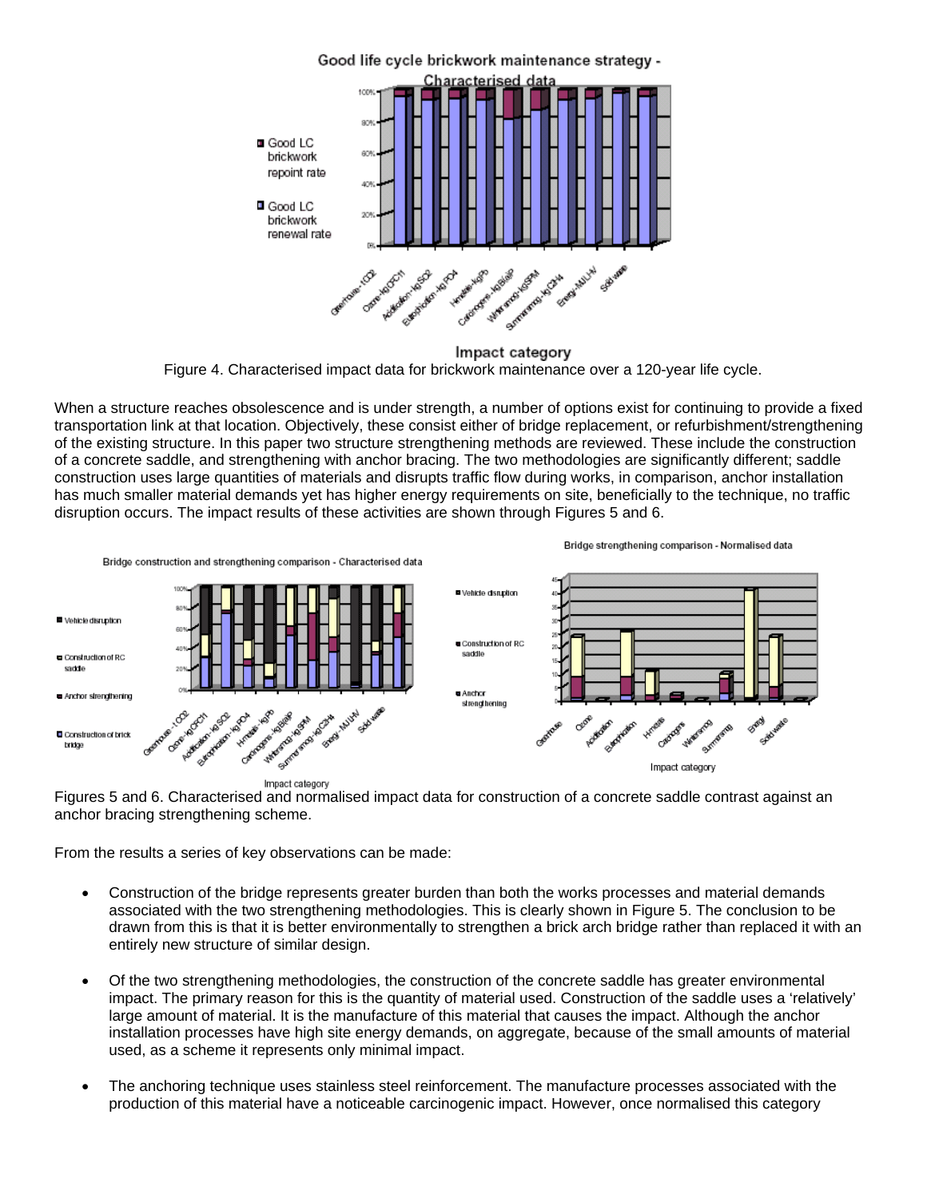Good life cycle brickwork maintenance strategy - Characterised data

Good LC brickwork repoint rate

Good LC brickwork renewal rate

100%
80%
60%
40%
20%
0%

Greenhouse - t CO2
Ozone - kg CFC11
Acidification - kg SO2
Eutrophication - kg PO4
H-metals - kg Pb
Carcinogens - kg B(a)P
Winter smog - kg SPM
Summer smog - kg C2H4
Energy - MJ LHV
Solid waste

Impact category

Figure 4. Characterised impact data for brickwork maintenance over a 120-year life cycle.

When a structure reaches obsolescence and is under strength, a number of options exist for continuing to provide a fixed transportation link at that location. Objectively, these consist either of bridge replacement, or refurbishment/strengthening of the existing structure. In this paper two structure strengthening methods are reviewed. These include the construction of a concrete saddle, and strengthening with anchor bracing. The two methodologies are significantly different; saddle construction uses large quantities of materials and disrupts traffic flow during works, in comparison, anchor installation has much smaller material demands yet has higher energy requirements on site, beneficially to the technique, no traffic disruption occurs. The impact results of these activities are shown through Figures 5 and 6.

Bridge construction and strengthening comparison - Characterised data

Vehicle disruption

Construction of RC saddle

Anchor strengthening

Construction of brick bridge

100%
80%
60%
40%
20%
0%

Greenhouse - t CO2
Ozone - kg CFC11
Acidification - kg SO2
Eutrophication - kg PO4
H-metals - kg Pb
Carcinogens - kg B(a)P
Winter smog - kg SPM
Summer smog - kg C2H4
Energy - MJ LHV
Solid waste

Impact category

Bridge strengthening comparison - Normalised data

Vehicle disruption

Construction of RC saddle

Anchor strengthening

45
40
35
30
25
20
15
10
5
0

Greenhouse
Ozone
Acidification
Eutrophication
H-metals
Carcinogens
Winter smog
Summer smog
Energy
Solid waste

Impact category

Figures 5 and 6. Characterised and normalised impact data for construction of a concrete saddle contrast against an anchor bracing strengthening scheme.

From the results a series of key observations can be made:

- Construction of the bridge represents greater burden than both the works processes and material demands associated with the two strengthening methodologies. This is clearly shown in Figure 5. The conclusion to be drawn from this is that it is better environmentally to strengthen a brick arch bridge rather than replaced it with an entirely new structure of similar design.
- Of the two strengthening methodologies, the construction of the concrete saddle has greater environmental impact. The primary reason for this is the quantity of material used. Construction of the saddle uses a 'relatively' large amount of material. It is the manufacture of this material that causes the impact. Although the anchor installation processes have high site energy demands, on aggregate, because of the small amounts of material used, as a scheme it represents only minimal impact.
- The anchoring technique uses stainless steel reinforcement. The manufacture processes associated with the production of this material have a noticeable carcinogenic impact. However, once normalised this category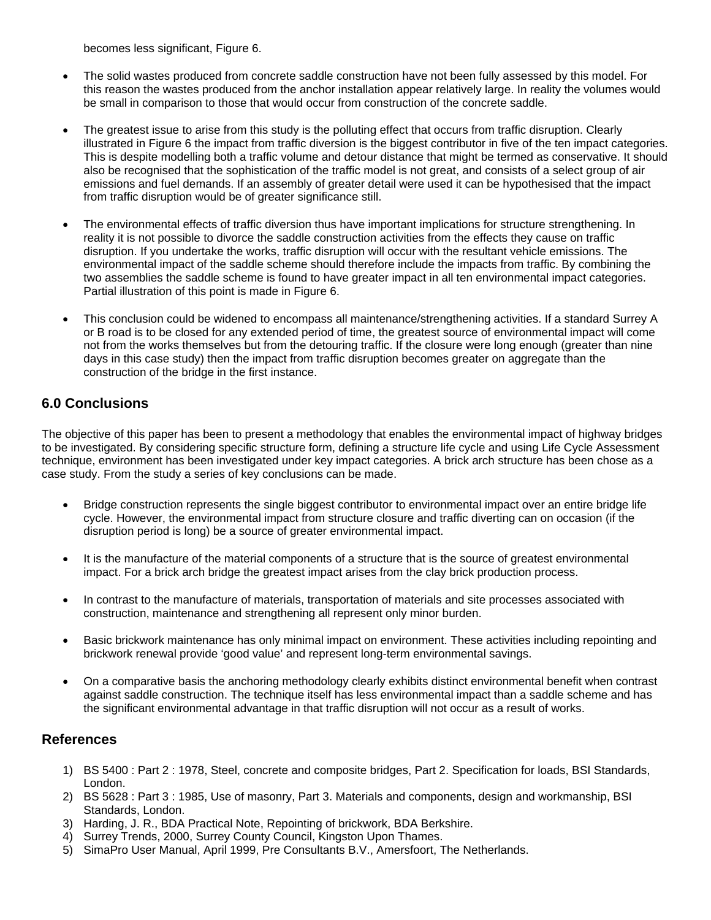becomes less significant, Figure 6.

- The solid wastes produced from concrete saddle construction have not been fully assessed by this model. For this reason the wastes produced from the anchor installation appear relatively large. In reality the volumes would be small in comparison to those that would occur from construction of the concrete saddle.

- The greatest issue to arise from this study is the polluting effect that occurs from traffic disruption. Clearly illustrated in Figure 6 the impact from traffic diversion is the biggest contributor in five of the ten impact categories. This is despite modelling both a traffic volume and detour distance that might be termed as conservative. It should also be recognised that the sophistication of the traffic model is not great, and consists of a select group of air emissions and fuel demands. If an assembly of greater detail were used it can be hypothesised that the impact from traffic disruption would be of greater significance still.

- The environmental effects of traffic diversion thus have important implications for structure strengthening. In reality it is not possible to divorce the saddle construction activities from the effects they cause on traffic disruption. If you undertake the works, traffic disruption will occur with the resultant vehicle emissions. The environmental impact of the saddle scheme should therefore include the impacts from traffic. By combining the two assemblies the saddle scheme is found to have greater impact in all ten environmental impact categories. Partial illustration of this point is made in Figure 6.

- This conclusion could be widened to encompass all maintenance/strengthening activities. If a standard Surrey A or B road is to be closed for any extended period of time, the greatest source of environmental impact will come not from the works themselves but from the detouring traffic. If the closure were long enough (greater than nine days in this case study) then the impact from traffic disruption becomes greater on aggregate than the construction of the bridge in the first instance.

## 6.0 Conclusions

The objective of this paper has been to present a methodology that enables the environmental impact of highway bridges to be investigated. By considering specific structure form, defining a structure life cycle and using Life Cycle Assessment technique, environment has been investigated under key impact categories. A brick arch structure has been chose as a case study. From the study a series of key conclusions can be made.

- Bridge construction represents the single biggest contributor to environmental impact over an entire bridge life cycle. However, the environmental impact from structure closure and traffic diverting can on occasion (if the disruption period is long) be a source of greater environmental impact.

- It is the manufacture of the material components of a structure that is the source of greatest environmental impact. For a brick arch bridge the greatest impact arises from the clay brick production process.

- In contrast to the manufacture of materials, transportation of materials and site processes associated with construction, maintenance and strengthening all represent only minor burden.

- Basic brickwork maintenance has only minimal impact on environment. These activities including repointing and brickwork renewal provide 'good value' and represent long-term environmental savings.

- On a comparative basis the anchoring methodology clearly exhibits distinct environmental benefit when contrast against saddle construction. The technique itself has less environmental impact than a saddle scheme and has the significant environmental advantage in that traffic disruption will not occur as a result of works.

## References

1) BS 5400 : Part 2 : 1978, Steel, concrete and composite bridges, Part 2. Specification for loads, BSI Standards, London.
2) BS 5628 : Part 3 : 1985, Use of masonry, Part 3. Materials and components, design and workmanship, BSI Standards, London.
3) Harding, J. R., BDA Practical Note, Repointing of brickwork, BDA Berkshire.
4) Surrey Trends, 2000, Surrey County Council, Kingston Upon Thames.
5) SimaPro User Manual, April 1999, Pre Consultants B.V., Amersfoort, The Netherlands.